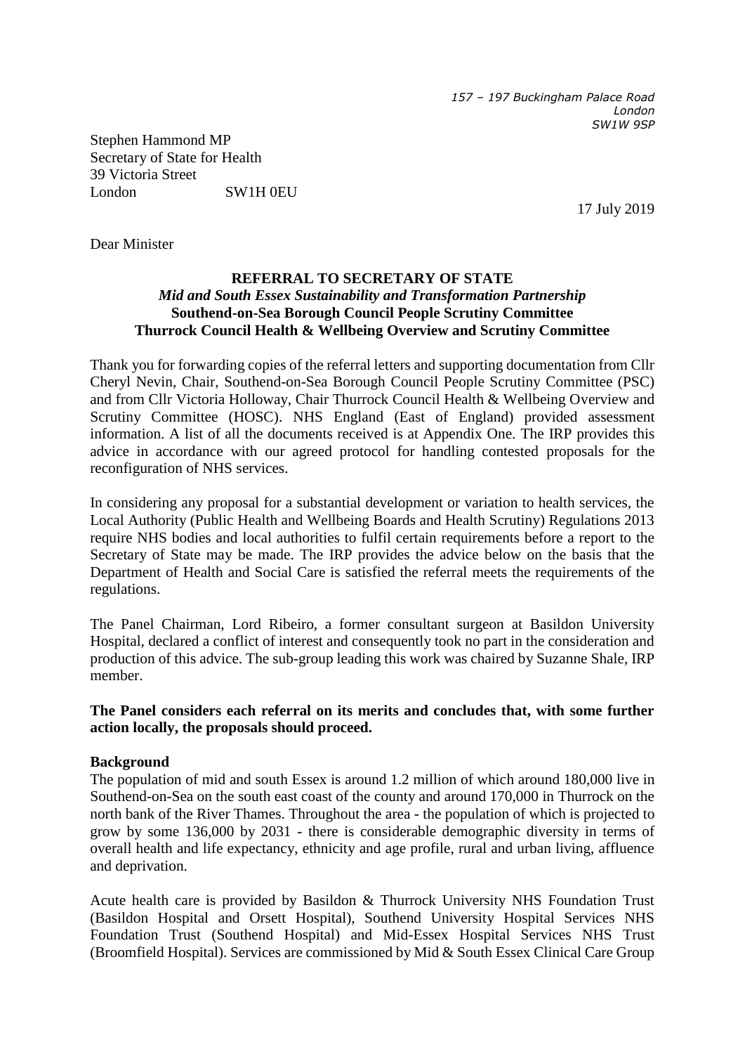157 – 197 Buckingham Palace Road
London
SW1W 9SP

Stephen Hammond MP
Secretary of State for Health
39 Victoria Street
London SW1H 0EU

17 July 2019

Dear Minister

**REFERRAL TO SECRETARY OF STATE**
***Mid and South Essex Sustainability and Transformation Partnership***
**Southend-on-Sea Borough Council People Scrutiny Committee**
**Thurrock Council Health & Wellbeing Overview and Scrutiny Committee**

Thank you for forwarding copies of the referral letters and supporting documentation from Cllr Cheryl Nevin, Chair, Southend-on-Sea Borough Council People Scrutiny Committee (PSC) and from Cllr Victoria Holloway, Chair Thurrock Council Health & Wellbeing Overview and Scrutiny Committee (HOSC). NHS England (East of England) provided assessment information. A list of all the documents received is at Appendix One. The IRP provides this advice in accordance with our agreed protocol for handling contested proposals for the reconfiguration of NHS services.

In considering any proposal for a substantial development or variation to health services, the Local Authority (Public Health and Wellbeing Boards and Health Scrutiny) Regulations 2013 require NHS bodies and local authorities to fulfil certain requirements before a report to the Secretary of State may be made. The IRP provides the advice below on the basis that the Department of Health and Social Care is satisfied the referral meets the requirements of the regulations.

The Panel Chairman, Lord Ribeiro, a former consultant surgeon at Basildon University Hospital, declared a conflict of interest and consequently took no part in the consideration and production of this advice. The sub-group leading this work was chaired by Suzanne Shale, IRP member.

**The Panel considers each referral on its merits and concludes that, with some further action locally, the proposals should proceed.**

**Background**

The population of mid and south Essex is around 1.2 million of which around 180,000 live in Southend-on-Sea on the south east coast of the county and around 170,000 in Thurrock on the north bank of the River Thames. Throughout the area - the population of which is projected to grow by some 136,000 by 2031 - there is considerable demographic diversity in terms of overall health and life expectancy, ethnicity and age profile, rural and urban living, affluence and deprivation.

Acute health care is provided by Basildon & Thurrock University NHS Foundation Trust (Basildon Hospital and Orsett Hospital), Southend University Hospital Services NHS Foundation Trust (Southend Hospital) and Mid-Essex Hospital Services NHS Trust (Broomfield Hospital). Services are commissioned by Mid & South Essex Clinical Care Group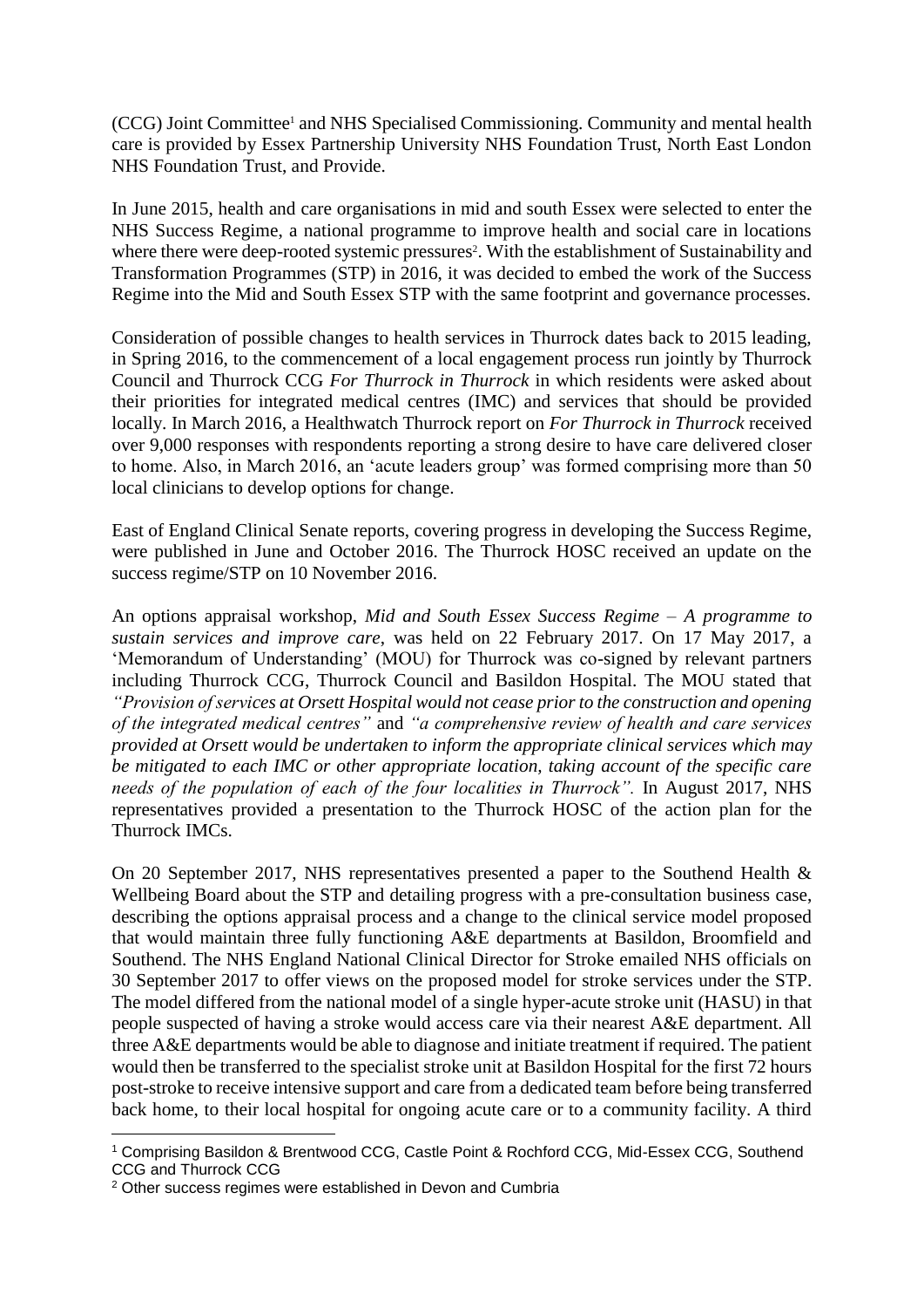(CCG) Joint Committee[1] and NHS Specialised Commissioning. Community and mental health care is provided by Essex Partnership University NHS Foundation Trust, North East London NHS Foundation Trust, and Provide.

In June 2015, health and care organisations in mid and south Essex were selected to enter the NHS Success Regime, a national programme to improve health and social care in locations where there were deep-rooted systemic pressures[2]. With the establishment of Sustainability and Transformation Programmes (STP) in 2016, it was decided to embed the work of the Success Regime into the Mid and South Essex STP with the same footprint and governance processes.

Consideration of possible changes to health services in Thurrock dates back to 2015 leading, in Spring 2016, to the commencement of a local engagement process run jointly by Thurrock Council and Thurrock CCG *For Thurrock in Thurrock* in which residents were asked about their priorities for integrated medical centres (IMC) and services that should be provided locally. In March 2016, a Healthwatch Thurrock report on *For Thurrock in Thurrock* received over 9,000 responses with respondents reporting a strong desire to have care delivered closer to home. Also, in March 2016, an 'acute leaders group' was formed comprising more than 50 local clinicians to develop options for change.

East of England Clinical Senate reports, covering progress in developing the Success Regime, were published in June and October 2016. The Thurrock HOSC received an update on the success regime/STP on 10 November 2016.

An options appraisal workshop, *Mid and South Essex Success Regime – A programme to sustain services and improve care*, was held on 22 February 2017. On 17 May 2017, a 'Memorandum of Understanding' (MOU) for Thurrock was co-signed by relevant partners including Thurrock CCG, Thurrock Council and Basildon Hospital. The MOU stated that *"Provision of services at Orsett Hospital would not cease prior to the construction and opening of the integrated medical centres"* and *"a comprehensive review of health and care services provided at Orsett would be undertaken to inform the appropriate clinical services which may be mitigated to each IMC or other appropriate location, taking account of the specific care needs of the population of each of the four localities in Thurrock".* In August 2017, NHS representatives provided a presentation to the Thurrock HOSC of the action plan for the Thurrock IMCs.

On 20 September 2017, NHS representatives presented a paper to the Southend Health & Wellbeing Board about the STP and detailing progress with a pre-consultation business case, describing the options appraisal process and a change to the clinical service model proposed that would maintain three fully functioning A&E departments at Basildon, Broomfield and Southend. The NHS England National Clinical Director for Stroke emailed NHS officials on 30 September 2017 to offer views on the proposed model for stroke services under the STP. The model differed from the national model of a single hyper-acute stroke unit (HASU) in that people suspected of having a stroke would access care via their nearest A&E department. All three A&E departments would be able to diagnose and initiate treatment if required. The patient would then be transferred to the specialist stroke unit at Basildon Hospital for the first 72 hours post-stroke to receive intensive support and care from a dedicated team before being transferred back home, to their local hospital for ongoing acute care or to a community facility. A third

[1] Comprising Basildon & Brentwood CCG, Castle Point & Rochford CCG, Mid-Essex CCG, Southend CCG and Thurrock CCG

[2] Other success regimes were established in Devon and Cumbria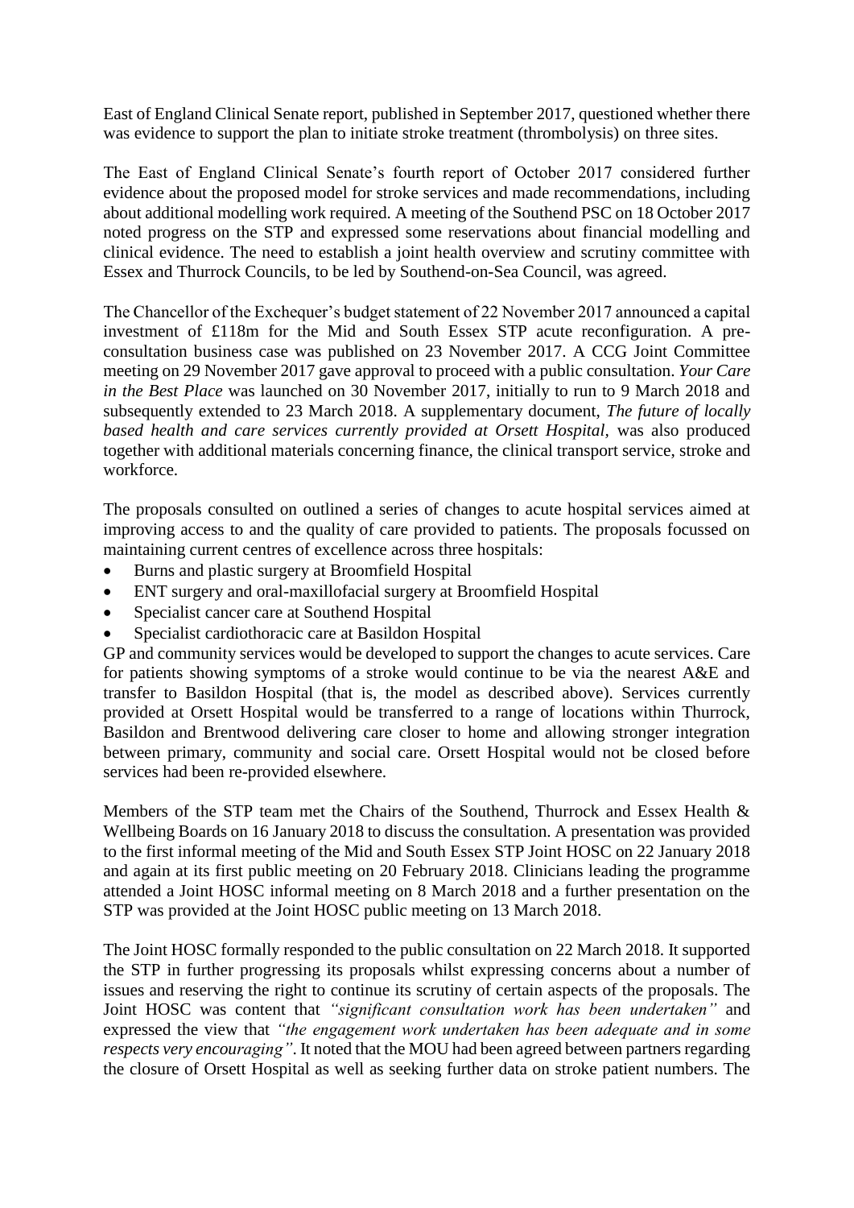East of England Clinical Senate report, published in September 2017, questioned whether there was evidence to support the plan to initiate stroke treatment (thrombolysis) on three sites.

The East of England Clinical Senate's fourth report of October 2017 considered further evidence about the proposed model for stroke services and made recommendations, including about additional modelling work required. A meeting of the Southend PSC on 18 October 2017 noted progress on the STP and expressed some reservations about financial modelling and clinical evidence. The need to establish a joint health overview and scrutiny committee with Essex and Thurrock Councils, to be led by Southend-on-Sea Council, was agreed.

The Chancellor of the Exchequer's budget statement of 22 November 2017 announced a capital investment of £118m for the Mid and South Essex STP acute reconfiguration. A pre-consultation business case was published on 23 November 2017. A CCG Joint Committee meeting on 29 November 2017 gave approval to proceed with a public consultation. *Your Care in the Best Place* was launched on 30 November 2017, initially to run to 9 March 2018 and subsequently extended to 23 March 2018. A supplementary document, *The future of locally based health and care services currently provided at Orsett Hospital,* was also produced together with additional materials concerning finance, the clinical transport service, stroke and workforce.

The proposals consulted on outlined a series of changes to acute hospital services aimed at improving access to and the quality of care provided to patients. The proposals focussed on maintaining current centres of excellence across three hospitals:

- Burns and plastic surgery at Broomfield Hospital
- ENT surgery and oral-maxillofacial surgery at Broomfield Hospital
- Specialist cancer care at Southend Hospital
- Specialist cardiothoracic care at Basildon Hospital

GP and community services would be developed to support the changes to acute services. Care for patients showing symptoms of a stroke would continue to be via the nearest A&E and transfer to Basildon Hospital (that is, the model as described above). Services currently provided at Orsett Hospital would be transferred to a range of locations within Thurrock, Basildon and Brentwood delivering care closer to home and allowing stronger integration between primary, community and social care. Orsett Hospital would not be closed before services had been re-provided elsewhere.

Members of the STP team met the Chairs of the Southend, Thurrock and Essex Health & Wellbeing Boards on 16 January 2018 to discuss the consultation. A presentation was provided to the first informal meeting of the Mid and South Essex STP Joint HOSC on 22 January 2018 and again at its first public meeting on 20 February 2018. Clinicians leading the programme attended a Joint HOSC informal meeting on 8 March 2018 and a further presentation on the STP was provided at the Joint HOSC public meeting on 13 March 2018.

The Joint HOSC formally responded to the public consultation on 22 March 2018. It supported the STP in further progressing its proposals whilst expressing concerns about a number of issues and reserving the right to continue its scrutiny of certain aspects of the proposals. The Joint HOSC was content that *"significant consultation work has been undertaken"* and expressed the view that *"the engagement work undertaken has been adequate and in some respects very encouraging"*. It noted that the MOU had been agreed between partners regarding the closure of Orsett Hospital as well as seeking further data on stroke patient numbers. The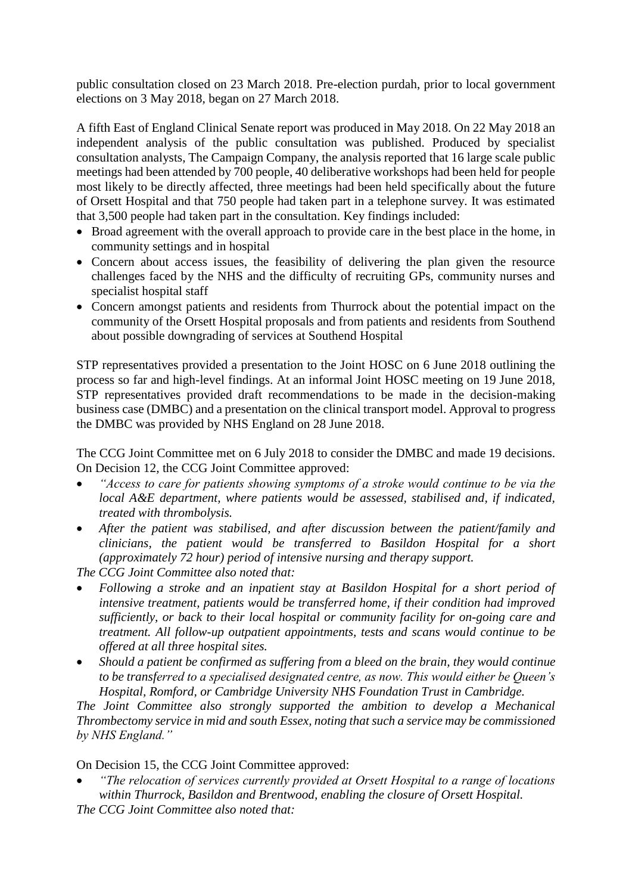public consultation closed on 23 March 2018. Pre-election purdah, prior to local government elections on 3 May 2018, began on 27 March 2018.

A fifth East of England Clinical Senate report was produced in May 2018. On 22 May 2018 an independent analysis of the public consultation was published. Produced by specialist consultation analysts, The Campaign Company, the analysis reported that 16 large scale public meetings had been attended by 700 people, 40 deliberative workshops had been held for people most likely to be directly affected, three meetings had been held specifically about the future of Orsett Hospital and that 750 people had taken part in a telephone survey. It was estimated that 3,500 people had taken part in the consultation. Key findings included:

- Broad agreement with the overall approach to provide care in the best place in the home, in community settings and in hospital
- Concern about access issues, the feasibility of delivering the plan given the resource challenges faced by the NHS and the difficulty of recruiting GPs, community nurses and specialist hospital staff
- Concern amongst patients and residents from Thurrock about the potential impact on the community of the Orsett Hospital proposals and from patients and residents from Southend about possible downgrading of services at Southend Hospital

STP representatives provided a presentation to the Joint HOSC on 6 June 2018 outlining the process so far and high-level findings. At an informal Joint HOSC meeting on 19 June 2018, STP representatives provided draft recommendations to be made in the decision-making business case (DMBC) and a presentation on the clinical transport model. Approval to progress the DMBC was provided by NHS England on 28 June 2018.

The CCG Joint Committee met on 6 July 2018 to consider the DMBC and made 19 decisions. On Decision 12, the CCG Joint Committee approved:

- *"Access to care for patients showing symptoms of a stroke would continue to be via the local A&E department, where patients would be assessed, stabilised and, if indicated, treated with thrombolysis.*
- *After the patient was stabilised, and after discussion between the patient/family and clinicians, the patient would be transferred to Basildon Hospital for a short (approximately 72 hour) period of intensive nursing and therapy support.*

*The CCG Joint Committee also noted that:*

- *Following a stroke and an inpatient stay at Basildon Hospital for a short period of intensive treatment, patients would be transferred home, if their condition had improved sufficiently, or back to their local hospital or community facility for on-going care and treatment. All follow-up outpatient appointments, tests and scans would continue to be offered at all three hospital sites.*
- *Should a patient be confirmed as suffering from a bleed on the brain, they would continue to be transferred to a specialised designated centre, as now. This would either be Queen's Hospital, Romford, or Cambridge University NHS Foundation Trust in Cambridge.*

*The Joint Committee also strongly supported the ambition to develop a Mechanical Thrombectomy service in mid and south Essex, noting that such a service may be commissioned by NHS England."*

On Decision 15, the CCG Joint Committee approved:

- *"The relocation of services currently provided at Orsett Hospital to a range of locations within Thurrock, Basildon and Brentwood, enabling the closure of Orsett Hospital.*

*The CCG Joint Committee also noted that:*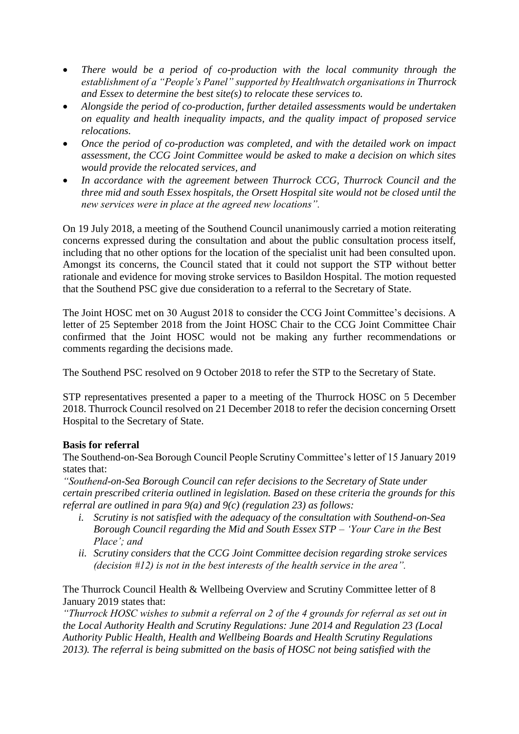- *There would be a period of co-production with the local community through the establishment of a "People's Panel" supported by Healthwatch organisations in Thurrock and Essex to determine the best site(s) to relocate these services to.*
- *Alongside the period of co-production, further detailed assessments would be undertaken on equality and health inequality impacts, and the quality impact of proposed service relocations.*
- *Once the period of co-production was completed, and with the detailed work on impact assessment, the CCG Joint Committee would be asked to make a decision on which sites would provide the relocated services, and*
- *In accordance with the agreement between Thurrock CCG, Thurrock Council and the three mid and south Essex hospitals, the Orsett Hospital site would not be closed until the new services were in place at the agreed new locations".*

On 19 July 2018, a meeting of the Southend Council unanimously carried a motion reiterating concerns expressed during the consultation and about the public consultation process itself, including that no other options for the location of the specialist unit had been consulted upon. Amongst its concerns, the Council stated that it could not support the STP without better rationale and evidence for moving stroke services to Basildon Hospital. The motion requested that the Southend PSC give due consideration to a referral to the Secretary of State.

The Joint HOSC met on 30 August 2018 to consider the CCG Joint Committee's decisions. A letter of 25 September 2018 from the Joint HOSC Chair to the CCG Joint Committee Chair confirmed that the Joint HOSC would not be making any further recommendations or comments regarding the decisions made.

The Southend PSC resolved on 9 October 2018 to refer the STP to the Secretary of State.

STP representatives presented a paper to a meeting of the Thurrock HOSC on 5 December 2018. Thurrock Council resolved on 21 December 2018 to refer the decision concerning Orsett Hospital to the Secretary of State.

**Basis for referral**

The Southend-on-Sea Borough Council People Scrutiny Committee's letter of 15 January 2019 states that:

*"Southend-on-Sea Borough Council can refer decisions to the Secretary of State under certain prescribed criteria outlined in legislation. Based on these criteria the grounds for this referral are outlined in para 9(a) and 9(c) (regulation 23) as follows:*

- *i. Scrutiny is not satisfied with the adequacy of the consultation with Southend-on-Sea Borough Council regarding the Mid and South Essex STP – 'Your Care in the Best Place'; and*
- *ii. Scrutiny considers that the CCG Joint Committee decision regarding stroke services (decision #12) is not in the best interests of the health service in the area".*

The Thurrock Council Health & Wellbeing Overview and Scrutiny Committee letter of 8 January 2019 states that:

*"Thurrock HOSC wishes to submit a referral on 2 of the 4 grounds for referral as set out in the Local Authority Health and Scrutiny Regulations: June 2014 and Regulation 23 (Local Authority Public Health, Health and Wellbeing Boards and Health Scrutiny Regulations 2013). The referral is being submitted on the basis of HOSC not being satisfied with the*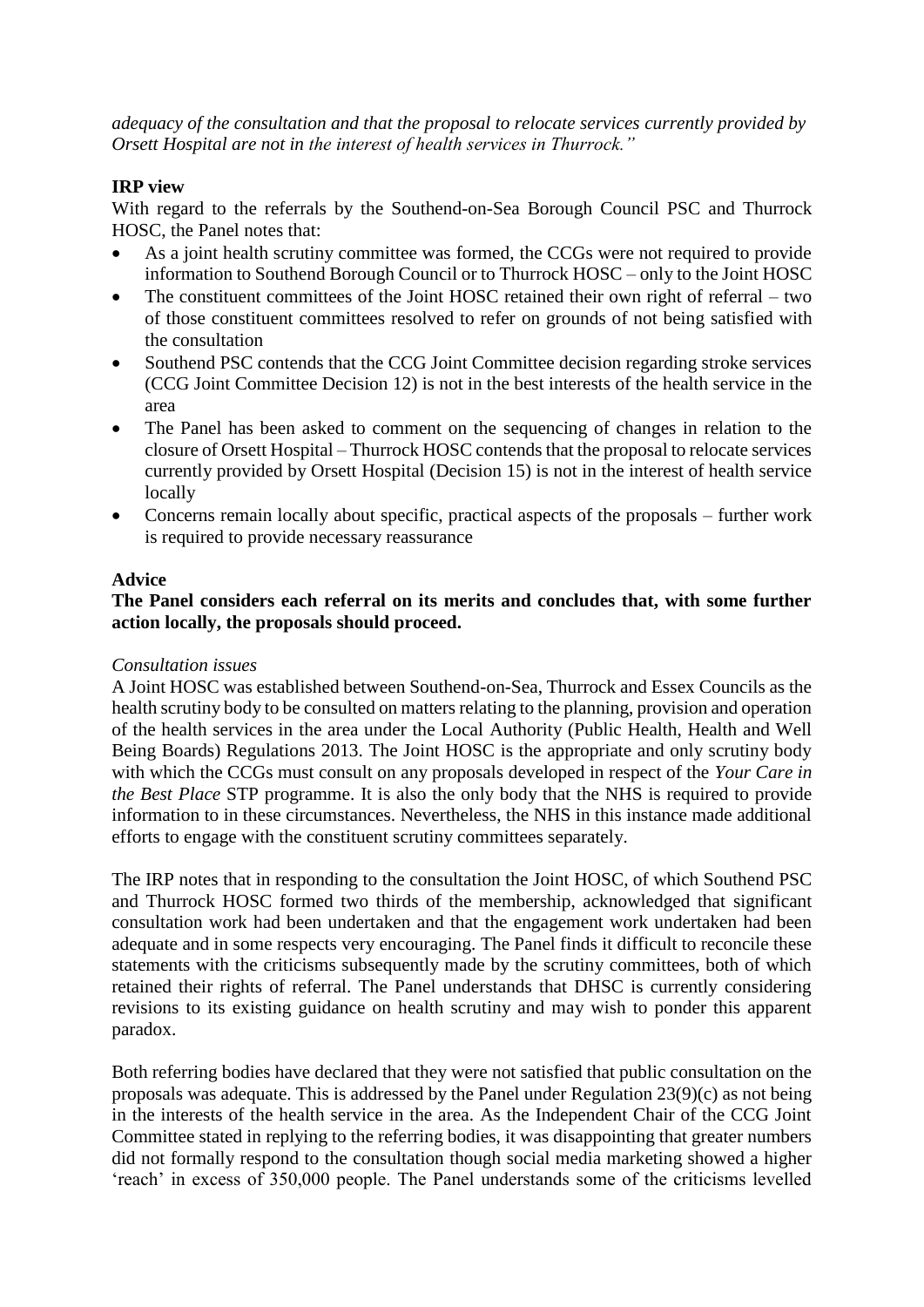*adequacy of the consultation and that the proposal to relocate services currently provided by Orsett Hospital are not in the interest of health services in Thurrock."*

**IRP view**

With regard to the referrals by the Southend-on-Sea Borough Council PSC and Thurrock HOSC, the Panel notes that:

- As a joint health scrutiny committee was formed, the CCGs were not required to provide information to Southend Borough Council or to Thurrock HOSC – only to the Joint HOSC
- The constituent committees of the Joint HOSC retained their own right of referral – two of those constituent committees resolved to refer on grounds of not being satisfied with the consultation
- Southend PSC contends that the CCG Joint Committee decision regarding stroke services (CCG Joint Committee Decision 12) is not in the best interests of the health service in the area
- The Panel has been asked to comment on the sequencing of changes in relation to the closure of Orsett Hospital – Thurrock HOSC contends that the proposal to relocate services currently provided by Orsett Hospital (Decision 15) is not in the interest of health service locally
- Concerns remain locally about specific, practical aspects of the proposals – further work is required to provide necessary reassurance

**Advice**

**The Panel considers each referral on its merits and concludes that, with some further action locally, the proposals should proceed.**

*Consultation issues*

A Joint HOSC was established between Southend-on-Sea, Thurrock and Essex Councils as the health scrutiny body to be consulted on matters relating to the planning, provision and operation of the health services in the area under the Local Authority (Public Health, Health and Well Being Boards) Regulations 2013. The Joint HOSC is the appropriate and only scrutiny body with which the CCGs must consult on any proposals developed in respect of the *Your Care in the Best Place* STP programme. It is also the only body that the NHS is required to provide information to in these circumstances. Nevertheless, the NHS in this instance made additional efforts to engage with the constituent scrutiny committees separately.

The IRP notes that in responding to the consultation the Joint HOSC, of which Southend PSC and Thurrock HOSC formed two thirds of the membership, acknowledged that significant consultation work had been undertaken and that the engagement work undertaken had been adequate and in some respects very encouraging. The Panel finds it difficult to reconcile these statements with the criticisms subsequently made by the scrutiny committees, both of which retained their rights of referral. The Panel understands that DHSC is currently considering revisions to its existing guidance on health scrutiny and may wish to ponder this apparent paradox.

Both referring bodies have declared that they were not satisfied that public consultation on the proposals was adequate. This is addressed by the Panel under Regulation 23(9)(c) as not being in the interests of the health service in the area. As the Independent Chair of the CCG Joint Committee stated in replying to the referring bodies, it was disappointing that greater numbers did not formally respond to the consultation though social media marketing showed a higher 'reach' in excess of 350,000 people. The Panel understands some of the criticisms levelled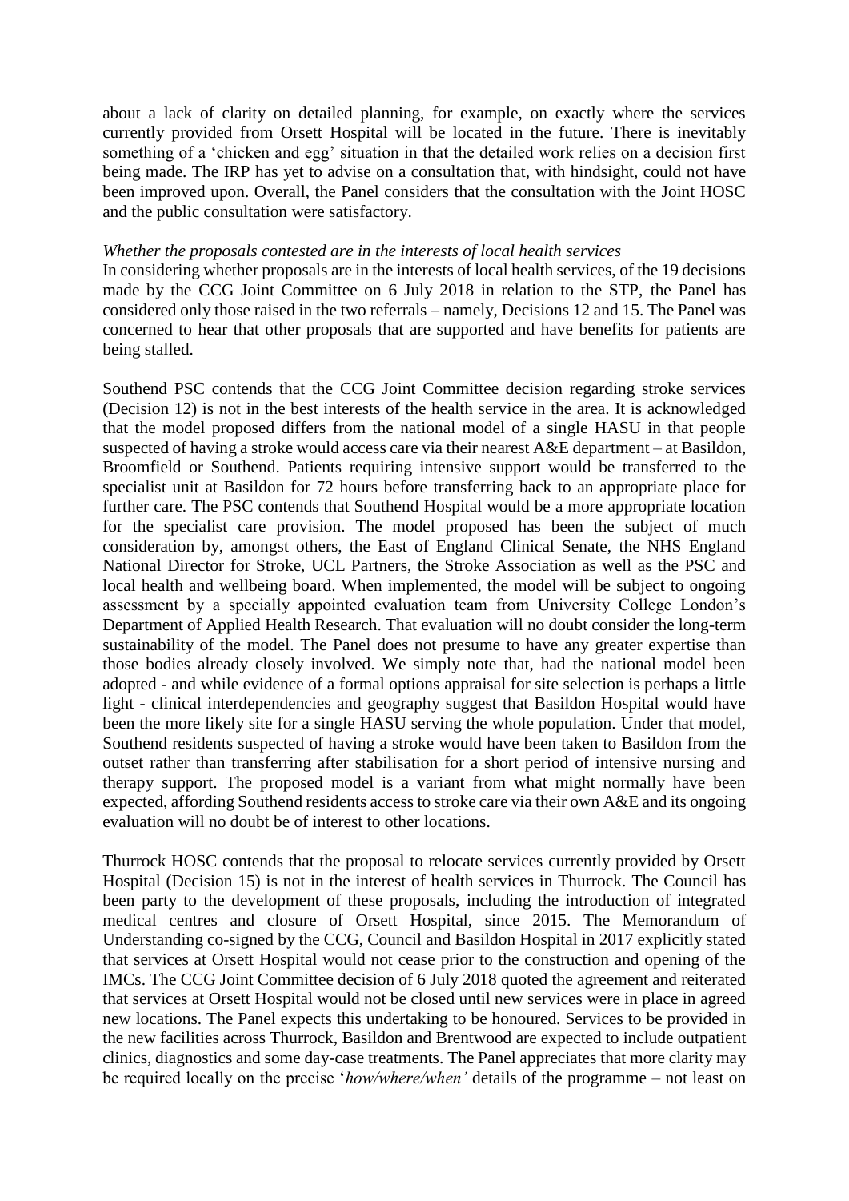about a lack of clarity on detailed planning, for example, on exactly where the services currently provided from Orsett Hospital will be located in the future. There is inevitably something of a 'chicken and egg' situation in that the detailed work relies on a decision first being made. The IRP has yet to advise on a consultation that, with hindsight, could not have been improved upon. Overall, the Panel considers that the consultation with the Joint HOSC and the public consultation were satisfactory.

*Whether the proposals contested are in the interests of local health services*

In considering whether proposals are in the interests of local health services, of the 19 decisions made by the CCG Joint Committee on 6 July 2018 in relation to the STP, the Panel has considered only those raised in the two referrals – namely, Decisions 12 and 15. The Panel was concerned to hear that other proposals that are supported and have benefits for patients are being stalled.

Southend PSC contends that the CCG Joint Committee decision regarding stroke services (Decision 12) is not in the best interests of the health service in the area. It is acknowledged that the model proposed differs from the national model of a single HASU in that people suspected of having a stroke would access care via their nearest A&E department – at Basildon, Broomfield or Southend. Patients requiring intensive support would be transferred to the specialist unit at Basildon for 72 hours before transferring back to an appropriate place for further care. The PSC contends that Southend Hospital would be a more appropriate location for the specialist care provision. The model proposed has been the subject of much consideration by, amongst others, the East of England Clinical Senate, the NHS England National Director for Stroke, UCL Partners, the Stroke Association as well as the PSC and local health and wellbeing board. When implemented, the model will be subject to ongoing assessment by a specially appointed evaluation team from University College London's Department of Applied Health Research. That evaluation will no doubt consider the long-term sustainability of the model. The Panel does not presume to have any greater expertise than those bodies already closely involved. We simply note that, had the national model been adopted - and while evidence of a formal options appraisal for site selection is perhaps a little light - clinical interdependencies and geography suggest that Basildon Hospital would have been the more likely site for a single HASU serving the whole population. Under that model, Southend residents suspected of having a stroke would have been taken to Basildon from the outset rather than transferring after stabilisation for a short period of intensive nursing and therapy support. The proposed model is a variant from what might normally have been expected, affording Southend residents access to stroke care via their own A&E and its ongoing evaluation will no doubt be of interest to other locations.

Thurrock HOSC contends that the proposal to relocate services currently provided by Orsett Hospital (Decision 15) is not in the interest of health services in Thurrock. The Council has been party to the development of these proposals, including the introduction of integrated medical centres and closure of Orsett Hospital, since 2015. The Memorandum of Understanding co-signed by the CCG, Council and Basildon Hospital in 2017 explicitly stated that services at Orsett Hospital would not cease prior to the construction and opening of the IMCs. The CCG Joint Committee decision of 6 July 2018 quoted the agreement and reiterated that services at Orsett Hospital would not be closed until new services were in place in agreed new locations. The Panel expects this undertaking to be honoured. Services to be provided in the new facilities across Thurrock, Basildon and Brentwood are expected to include outpatient clinics, diagnostics and some day-case treatments. The Panel appreciates that more clarity may be required locally on the precise '*how/where/when'* details of the programme – not least on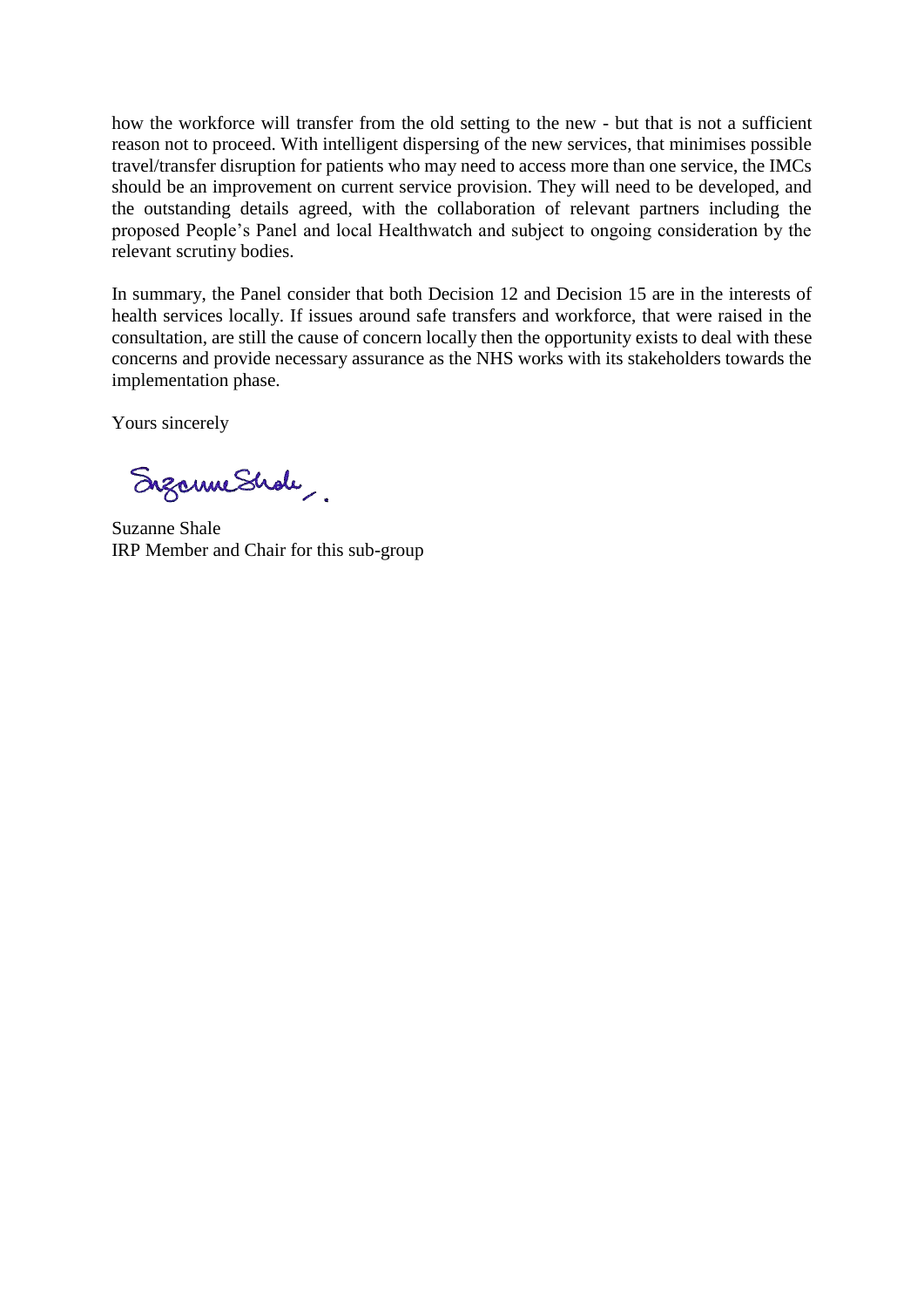how the workforce will transfer from the old setting to the new - but that is not a sufficient reason not to proceed. With intelligent dispersing of the new services, that minimises possible travel/transfer disruption for patients who may need to access more than one service, the IMCs should be an improvement on current service provision. They will need to be developed, and the outstanding details agreed, with the collaboration of relevant partners including the proposed People's Panel and local Healthwatch and subject to ongoing consideration by the relevant scrutiny bodies.

In summary, the Panel consider that both Decision 12 and Decision 15 are in the interests of health services locally. If issues around safe transfers and workforce, that were raised in the consultation, are still the cause of concern locally then the opportunity exists to deal with these concerns and provide necessary assurance as the NHS works with its stakeholders towards the implementation phase.

Yours sincerely

Suzanne Shale
IRP Member and Chair for this sub-group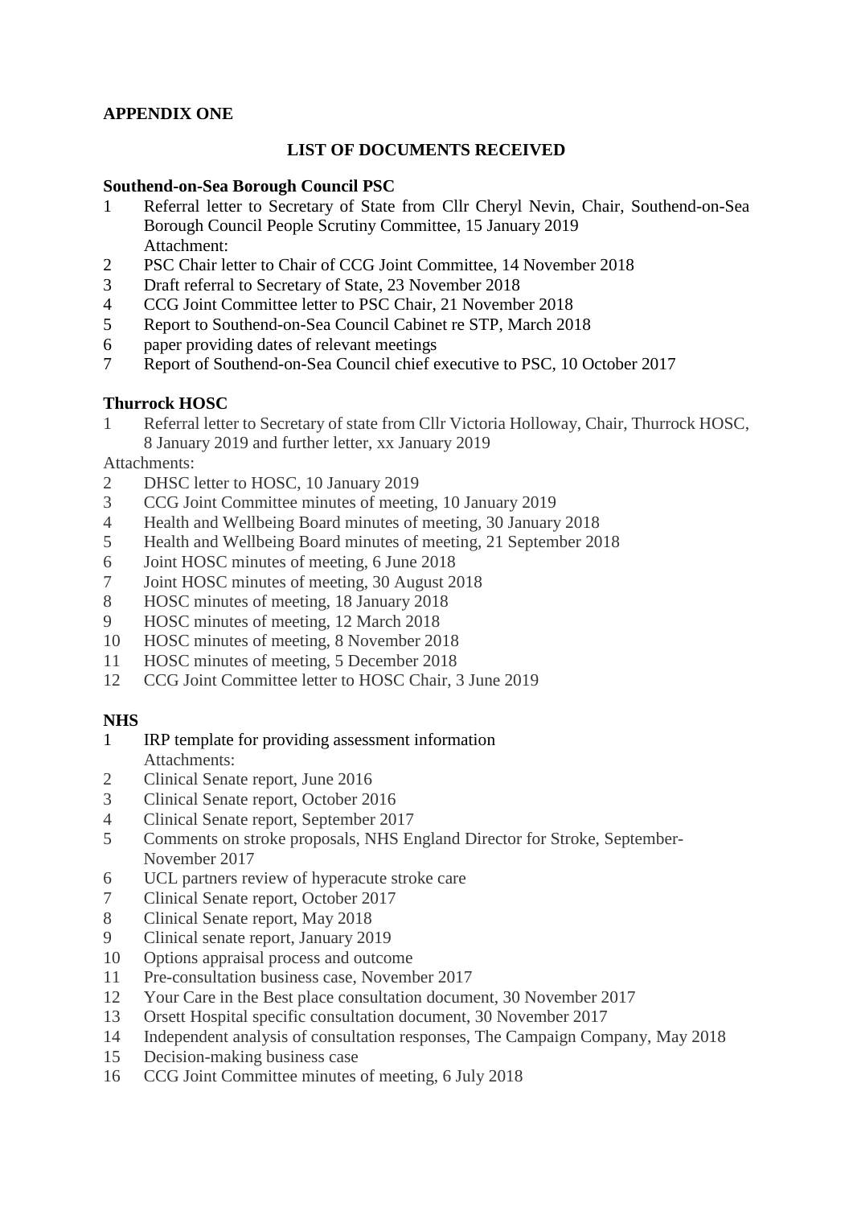**APPENDIX ONE**

**LIST OF DOCUMENTS RECEIVED**

**Southend-on-Sea Borough Council PSC**

1 Referral letter to Secretary of State from Cllr Cheryl Nevin, Chair, Southend-on-Sea Borough Council People Scrutiny Committee, 15 January 2019
 Attachment:
2 PSC Chair letter to Chair of CCG Joint Committee, 14 November 2018
3 Draft referral to Secretary of State, 23 November 2018
4 CCG Joint Committee letter to PSC Chair, 21 November 2018
5 Report to Southend-on-Sea Council Cabinet re STP, March 2018
6 paper providing dates of relevant meetings
7 Report of Southend-on-Sea Council chief executive to PSC, 10 October 2017

**Thurrock HOSC**

1 Referral letter to Secretary of state from Cllr Victoria Holloway, Chair, Thurrock HOSC, 8 January 2019 and further letter, xx January 2019

Attachments:

2 DHSC letter to HOSC, 10 January 2019
3 CCG Joint Committee minutes of meeting, 10 January 2019
4 Health and Wellbeing Board minutes of meeting, 30 January 2018
5 Health and Wellbeing Board minutes of meeting, 21 September 2018
6 Joint HOSC minutes of meeting, 6 June 2018
7 Joint HOSC minutes of meeting, 30 August 2018
8 HOSC minutes of meeting, 18 January 2018
9 HOSC minutes of meeting, 12 March 2018
10 HOSC minutes of meeting, 8 November 2018
11 HOSC minutes of meeting, 5 December 2018
12 CCG Joint Committee letter to HOSC Chair, 3 June 2019

**NHS**

1 IRP template for providing assessment information
 Attachments:
2 Clinical Senate report, June 2016
3 Clinical Senate report, October 2016
4 Clinical Senate report, September 2017
5 Comments on stroke proposals, NHS England Director for Stroke, September-November 2017
6 UCL partners review of hyperacute stroke care
7 Clinical Senate report, October 2017
8 Clinical Senate report, May 2018
9 Clinical senate report, January 2019
10 Options appraisal process and outcome
11 Pre-consultation business case, November 2017
12 Your Care in the Best place consultation document, 30 November 2017
13 Orsett Hospital specific consultation document, 30 November 2017
14 Independent analysis of consultation responses, The Campaign Company, May 2018
15 Decision-making business case
16 CCG Joint Committee minutes of meeting, 6 July 2018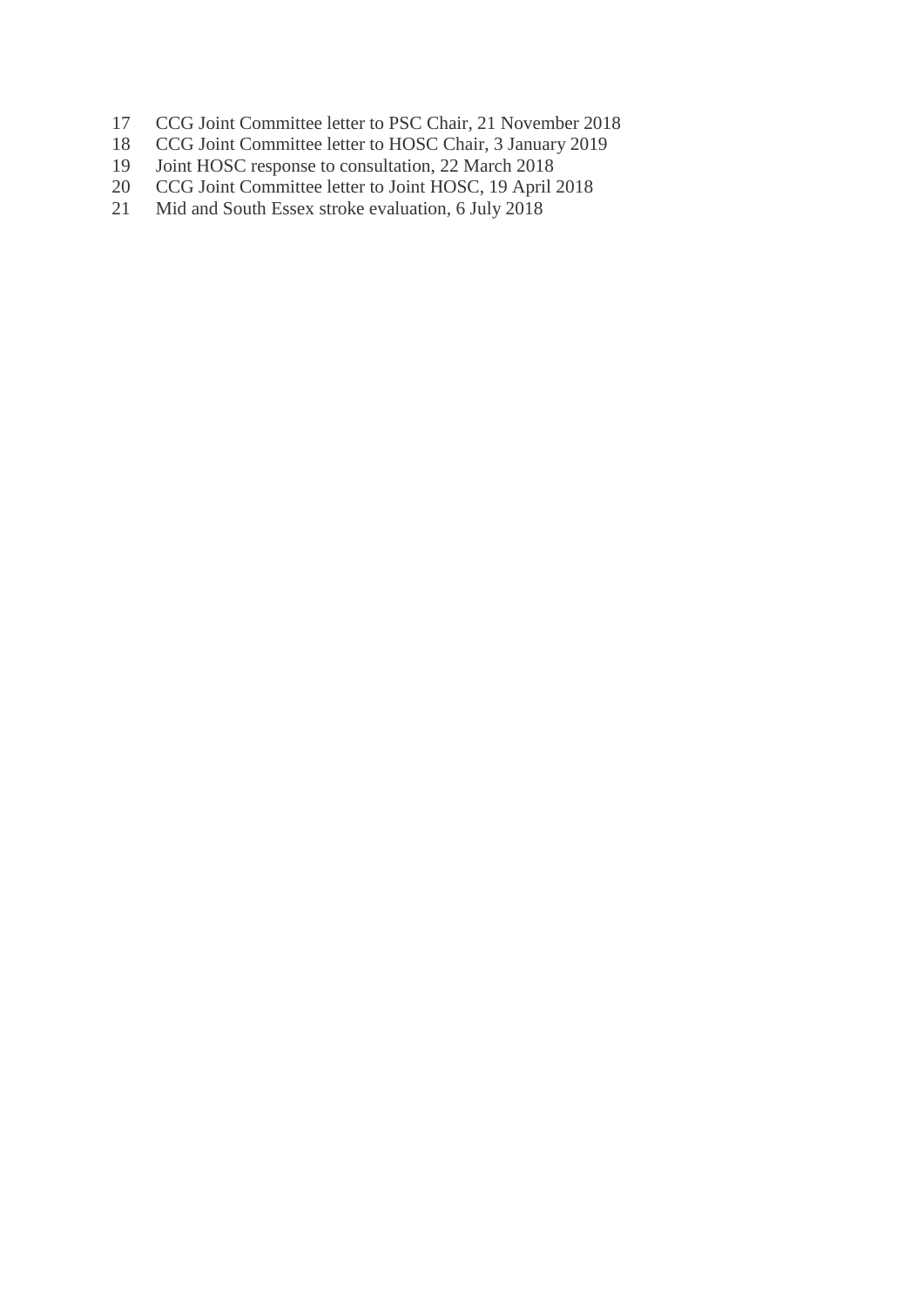17 CCG Joint Committee letter to PSC Chair, 21 November 2018
18 CCG Joint Committee letter to HOSC Chair, 3 January 2019
19 Joint HOSC response to consultation, 22 March 2018
20 CCG Joint Committee letter to Joint HOSC, 19 April 2018
21 Mid and South Essex stroke evaluation, 6 July 2018